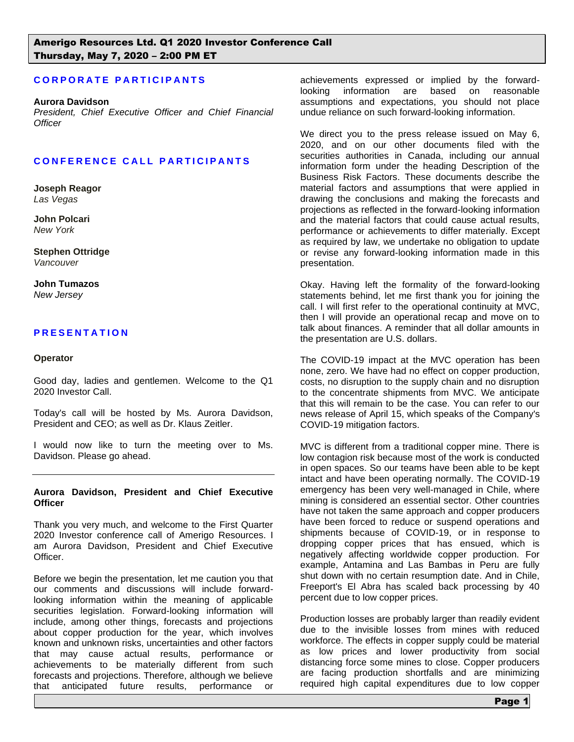# Amerigo Resources Ltd. Q1 2020 Investor Conference Call
**Thursday, May 7, 2020 – 2:00 PM ET**

## CORPORATE PARTICIPANTS

**Aurora Davidson**
*President, Chief Executive Officer and Chief Financial Officer*

## CONFERENCE CALL PARTICIPANTS

**Joseph Reagor**
*Las Vegas*

**John Polcari**
*New York*

**Stephen Ottridge**
*Vancouver*

**John Tumazos**
*New Jersey*

## PRESENTATION

**Operator**

Good day, ladies and gentlemen. Welcome to the Q1 2020 Investor Call.

Today's call will be hosted by Ms. Aurora Davidson, President and CEO; as well as Dr. Klaus Zeitler.

I would now like to turn the meeting over to Ms. Davidson. Please go ahead.

---

**Aurora Davidson, President and Chief Executive Officer**

Thank you very much, and welcome to the First Quarter 2020 Investor conference call of Amerigo Resources. I am Aurora Davidson, President and Chief Executive Officer.

Before we begin the presentation, let me caution you that our comments and discussions will include forward-looking information within the meaning of applicable securities legislation. Forward-looking information will include, among other things, forecasts and projections about copper production for the year, which involves known and unknown risks, uncertainties and other factors that may cause actual results, performance or achievements to be materially different from such forecasts and projections. Therefore, although we believe that anticipated future results, performance or achievements expressed or implied by the forward-looking information are based on reasonable assumptions and expectations, you should not place undue reliance on such forward-looking information.

We direct you to the press release issued on May 6, 2020, and on our other documents filed with the securities authorities in Canada, including our annual information form under the heading Description of the Business Risk Factors. These documents describe the material factors and assumptions that were applied in drawing the conclusions and making the forecasts and projections as reflected in the forward-looking information and the material factors that could cause actual results, performance or achievements to differ materially. Except as required by law, we undertake no obligation to update or revise any forward-looking information made in this presentation.

Okay. Having left the formality of the forward-looking statements behind, let me first thank you for joining the call. I will first refer to the operational continuity at MVC, then I will provide an operational recap and move on to talk about finances. A reminder that all dollar amounts in the presentation are U.S. dollars.

The COVID-19 impact at the MVC operation has been none, zero. We have had no effect on copper production, costs, no disruption to the supply chain and no disruption to the concentrate shipments from MVC. We anticipate that this will remain to be the case. You can refer to our news release of April 15, which speaks of the Company's COVID-19 mitigation factors.

MVC is different from a traditional copper mine. There is low contagion risk because most of the work is conducted in open spaces. So our teams have been able to be kept intact and have been operating normally. The COVID-19 emergency has been very well-managed in Chile, where mining is considered an essential sector. Other countries have not taken the same approach and copper producers have been forced to reduce or suspend operations and shipments because of COVID-19, or in response to dropping copper prices that has ensued, which is negatively affecting worldwide copper production. For example, Antamina and Las Bambas in Peru are fully shut down with no certain resumption date. And in Chile, Freeport's El Abra has scaled back processing by 40 percent due to low copper prices.

Production losses are probably larger than readily evident due to the invisible losses from mines with reduced workforce. The effects in copper supply could be material as low prices and lower productivity from social distancing force some mines to close. Copper producers are facing production shortfalls and are minimizing required high capital expenditures due to low copper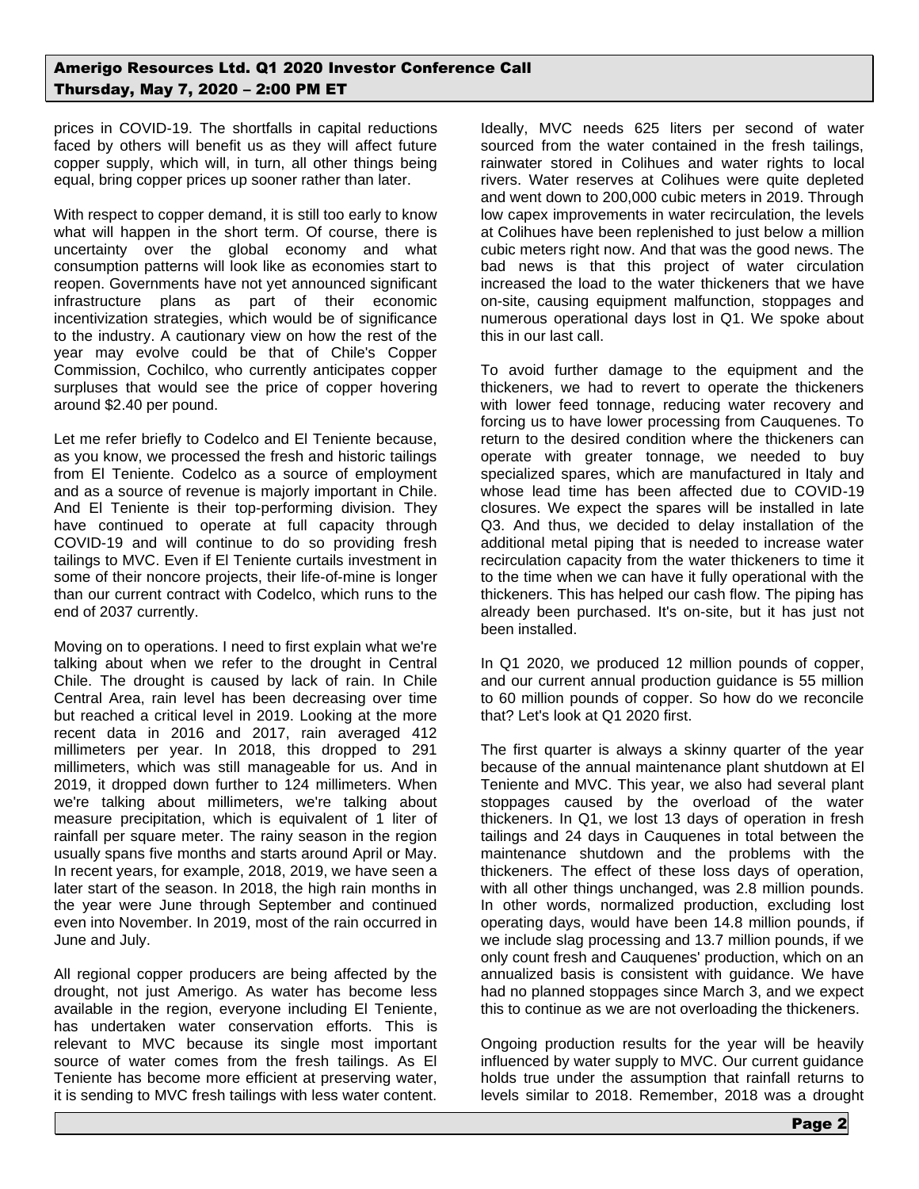prices in COVID-19. The shortfalls in capital reductions faced by others will benefit us as they will affect future copper supply, which will, in turn, all other things being equal, bring copper prices up sooner rather than later.

With respect to copper demand, it is still too early to know what will happen in the short term. Of course, there is uncertainty over the global economy and what consumption patterns will look like as economies start to reopen. Governments have not yet announced significant infrastructure plans as part of their economic incentivization strategies, which would be of significance to the industry. A cautionary view on how the rest of the year may evolve could be that of Chile's Copper Commission, Cochilco, who currently anticipates copper surpluses that would see the price of copper hovering around $2.40 per pound.

Let me refer briefly to Codelco and El Teniente because, as you know, we processed the fresh and historic tailings from El Teniente. Codelco as a source of employment and as a source of revenue is majorly important in Chile. And El Teniente is their top-performing division. They have continued to operate at full capacity through COVID-19 and will continue to do so providing fresh tailings to MVC. Even if El Teniente curtails investment in some of their noncore projects, their life-of-mine is longer than our current contract with Codelco, which runs to the end of 2037 currently.

Moving on to operations. I need to first explain what we're talking about when we refer to the drought in Central Chile. The drought is caused by lack of rain. In Chile Central Area, rain level has been decreasing over time but reached a critical level in 2019. Looking at the more recent data in 2016 and 2017, rain averaged 412 millimeters per year. In 2018, this dropped to 291 millimeters, which was still manageable for us. And in 2019, it dropped down further to 124 millimeters. When we're talking about millimeters, we're talking about measure precipitation, which is equivalent of 1 liter of rainfall per square meter. The rainy season in the region usually spans five months and starts around April or May. In recent years, for example, 2018, 2019, we have seen a later start of the season. In 2018, the high rain months in the year were June through September and continued even into November. In 2019, most of the rain occurred in June and July.

All regional copper producers are being affected by the drought, not just Amerigo. As water has become less available in the region, everyone including El Teniente, has undertaken water conservation efforts. This is relevant to MVC because its single most important source of water comes from the fresh tailings. As El Teniente has become more efficient at preserving water, it is sending to MVC fresh tailings with less water content. Ideally, MVC needs 625 liters per second of water sourced from the water contained in the fresh tailings, rainwater stored in Colihues and water rights to local rivers. Water reserves at Colihues were quite depleted and went down to 200,000 cubic meters in 2019. Through low capex improvements in water recirculation, the levels at Colihues have been replenished to just below a million cubic meters right now. And that was the good news. The bad news is that this project of water circulation increased the load to the water thickeners that we have on-site, causing equipment malfunction, stoppages and numerous operational days lost in Q1. We spoke about this in our last call.

To avoid further damage to the equipment and the thickeners, we had to revert to operate the thickeners with lower feed tonnage, reducing water recovery and forcing us to have lower processing from Cauquenes. To return to the desired condition where the thickeners can operate with greater tonnage, we needed to buy specialized spares, which are manufactured in Italy and whose lead time has been affected due to COVID-19 closures. We expect the spares will be installed in late Q3. And thus, we decided to delay installation of the additional metal piping that is needed to increase water recirculation capacity from the water thickeners to time it to the time when we can have it fully operational with the thickeners. This has helped our cash flow. The piping has already been purchased. It's on-site, but it has just not been installed.

In Q1 2020, we produced 12 million pounds of copper, and our current annual production guidance is 55 million to 60 million pounds of copper. So how do we reconcile that? Let's look at Q1 2020 first.

The first quarter is always a skinny quarter of the year because of the annual maintenance plant shutdown at El Teniente and MVC. This year, we also had several plant stoppages caused by the overload of the water thickeners. In Q1, we lost 13 days of operation in fresh tailings and 24 days in Cauquenes in total between the maintenance shutdown and the problems with the thickeners. The effect of these loss days of operation, with all other things unchanged, was 2.8 million pounds. In other words, normalized production, excluding lost operating days, would have been 14.8 million pounds, if we include slag processing and 13.7 million pounds, if we only count fresh and Cauquenes' production, which on an annualized basis is consistent with guidance. We have had no planned stoppages since March 3, and we expect this to continue as we are not overloading the thickeners.

Ongoing production results for the year will be heavily influenced by water supply to MVC. Our current guidance holds true under the assumption that rainfall returns to levels similar to 2018. Remember, 2018 was a drought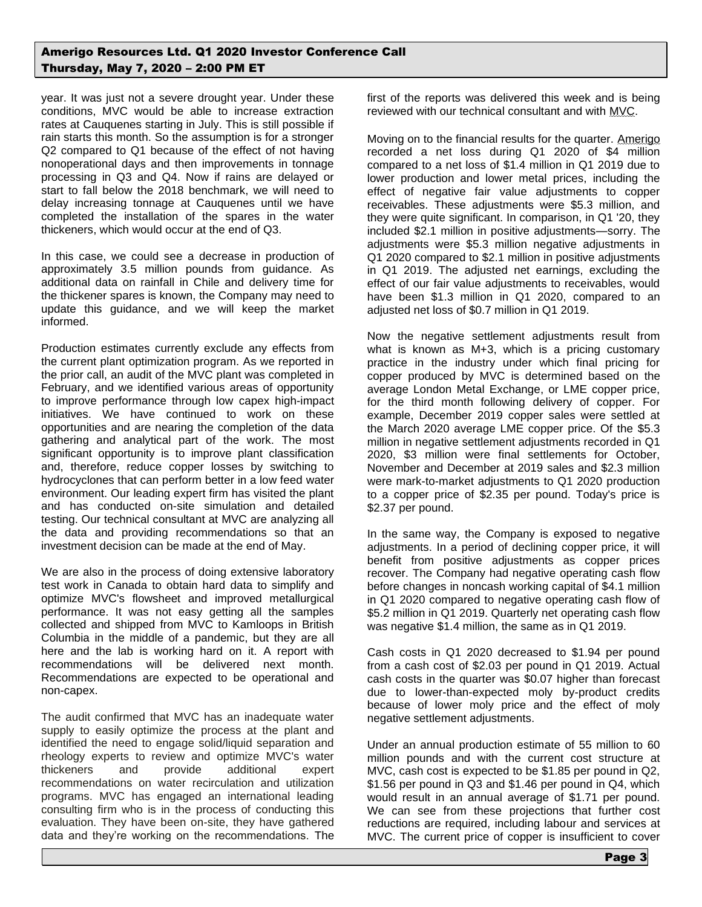year. It was just not a severe drought year. Under these conditions, MVC would be able to increase extraction rates at Cauquenes starting in July. This is still possible if rain starts this month. So the assumption is for a stronger Q2 compared to Q1 because of the effect of not having nonoperational days and then improvements in tonnage processing in Q3 and Q4. Now if rains are delayed or start to fall below the 2018 benchmark, we will need to delay increasing tonnage at Cauquenes until we have completed the installation of the spares in the water thickeners, which would occur at the end of Q3.

In this case, we could see a decrease in production of approximately 3.5 million pounds from guidance. As additional data on rainfall in Chile and delivery time for the thickener spares is known, the Company may need to update this guidance, and we will keep the market informed.

Production estimates currently exclude any effects from the current plant optimization program. As we reported in the prior call, an audit of the MVC plant was completed in February, and we identified various areas of opportunity to improve performance through low capex high-impact initiatives. We have continued to work on these opportunities and are nearing the completion of the data gathering and analytical part of the work. The most significant opportunity is to improve plant classification and, therefore, reduce copper losses by switching to hydrocyclones that can perform better in a low feed water environment. Our leading expert firm has visited the plant and has conducted on-site simulation and detailed testing. Our technical consultant at MVC are analyzing all the data and providing recommendations so that an investment decision can be made at the end of May.

We are also in the process of doing extensive laboratory test work in Canada to obtain hard data to simplify and optimize MVC's flowsheet and improved metallurgical performance. It was not easy getting all the samples collected and shipped from MVC to Kamloops in British Columbia in the middle of a pandemic, but they are all here and the lab is working hard on it. A report with recommendations will be delivered next month. Recommendations are expected to be operational and non-capex.

The audit confirmed that MVC has an inadequate water supply to easily optimize the process at the plant and identified the need to engage solid/liquid separation and rheology experts to review and optimize MVC's water thickeners and provide additional expert recommendations on water recirculation and utilization programs. MVC has engaged an international leading consulting firm who is in the process of conducting this evaluation. They have been on-site, they have gathered data and they're working on the recommendations. The first of the reports was delivered this week and is being reviewed with our technical consultant and with MVC.

Moving on to the financial results for the quarter. Amerigo recorded a net loss during Q1 2020 of $4 million compared to a net loss of $1.4 million in Q1 2019 due to lower production and lower metal prices, including the effect of negative fair value adjustments to copper receivables. These adjustments were $5.3 million, and they were quite significant. In comparison, in Q1 '20, they included $2.1 million in positive adjustments—sorry. The adjustments were $5.3 million negative adjustments in Q1 2020 compared to $2.1 million in positive adjustments in Q1 2019. The adjusted net earnings, excluding the effect of our fair value adjustments to receivables, would have been $1.3 million in Q1 2020, compared to an adjusted net loss of $0.7 million in Q1 2019.

Now the negative settlement adjustments result from what is known as M+3, which is a pricing customary practice in the industry under which final pricing for copper produced by MVC is determined based on the average London Metal Exchange, or LME copper price, for the third month following delivery of copper. For example, December 2019 copper sales were settled at the March 2020 average LME copper price. Of the $5.3 million in negative settlement adjustments recorded in Q1 2020, $3 million were final settlements for October, November and December at 2019 sales and $2.3 million were mark-to-market adjustments to Q1 2020 production to a copper price of $2.35 per pound. Today's price is $2.37 per pound.

In the same way, the Company is exposed to negative adjustments. In a period of declining copper price, it will benefit from positive adjustments as copper prices recover. The Company had negative operating cash flow before changes in noncash working capital of $4.1 million in Q1 2020 compared to negative operating cash flow of $5.2 million in Q1 2019. Quarterly net operating cash flow was negative $1.4 million, the same as in Q1 2019.

Cash costs in Q1 2020 decreased to $1.94 per pound from a cash cost of $2.03 per pound in Q1 2019. Actual cash costs in the quarter was $0.07 higher than forecast due to lower-than-expected moly by-product credits because of lower moly price and the effect of moly negative settlement adjustments.

Under an annual production estimate of 55 million to 60 million pounds and with the current cost structure at MVC, cash cost is expected to be $1.85 per pound in Q2, $1.56 per pound in Q3 and $1.46 per pound in Q4, which would result in an annual average of $1.71 per pound. We can see from these projections that further cost reductions are required, including labour and services at MVC. The current price of copper is insufficient to cover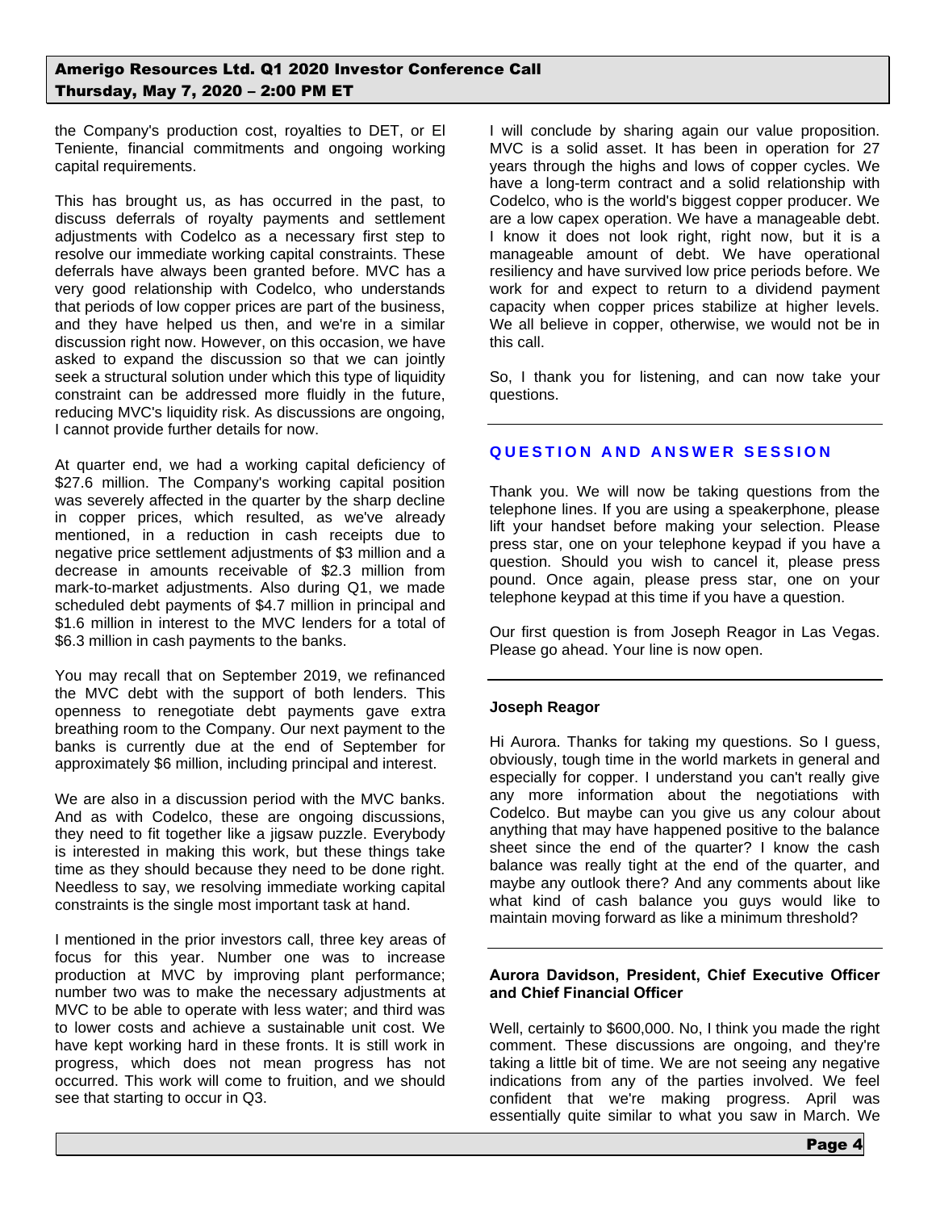the Company's production cost, royalties to DET, or El Teniente, financial commitments and ongoing working capital requirements.

This has brought us, as has occurred in the past, to discuss deferrals of royalty payments and settlement adjustments with Codelco as a necessary first step to resolve our immediate working capital constraints. These deferrals have always been granted before. MVC has a very good relationship with Codelco, who understands that periods of low copper prices are part of the business, and they have helped us then, and we're in a similar discussion right now. However, on this occasion, we have asked to expand the discussion so that we can jointly seek a structural solution under which this type of liquidity constraint can be addressed more fluidly in the future, reducing MVC's liquidity risk. As discussions are ongoing, I cannot provide further details for now.

At quarter end, we had a working capital deficiency of $27.6 million. The Company's working capital position was severely affected in the quarter by the sharp decline in copper prices, which resulted, as we've already mentioned, in a reduction in cash receipts due to negative price settlement adjustments of $3 million and a decrease in amounts receivable of $2.3 million from mark-to-market adjustments. Also during Q1, we made scheduled debt payments of $4.7 million in principal and $1.6 million in interest to the MVC lenders for a total of $6.3 million in cash payments to the banks.

You may recall that on September 2019, we refinanced the MVC debt with the support of both lenders. This openness to renegotiate debt payments gave extra breathing room to the Company. Our next payment to the banks is currently due at the end of September for approximately $6 million, including principal and interest.

We are also in a discussion period with the MVC banks. And as with Codelco, these are ongoing discussions, they need to fit together like a jigsaw puzzle. Everybody is interested in making this work, but these things take time as they should because they need to be done right. Needless to say, we resolving immediate working capital constraints is the single most important task at hand.

I mentioned in the prior investors call, three key areas of focus for this year. Number one was to increase production at MVC by improving plant performance; number two was to make the necessary adjustments at MVC to be able to operate with less water; and third was to lower costs and achieve a sustainable unit cost. We have kept working hard in these fronts. It is still work in progress, which does not mean progress has not occurred. This work will come to fruition, and we should see that starting to occur in Q3.

I will conclude by sharing again our value proposition. MVC is a solid asset. It has been in operation for 27 years through the highs and lows of copper cycles. We have a long-term contract and a solid relationship with Codelco, who is the world's biggest copper producer. We are a low capex operation. We have a manageable debt. I know it does not look right, right now, but it is a manageable amount of debt. We have operational resiliency and have survived low price periods before. We work for and expect to return to a dividend payment capacity when copper prices stabilize at higher levels. We all believe in copper, otherwise, we would not be in this call.

So, I thank you for listening, and can now take your questions.

## QUESTION AND ANSWER SESSION

Thank you. We will now be taking questions from the telephone lines. If you are using a speakerphone, please lift your handset before making your selection. Please press star, one on your telephone keypad if you have a question. Should you wish to cancel it, please press pound. Once again, please press star, one on your telephone keypad at this time if you have a question.

Our first question is from Joseph Reagor in Las Vegas. Please go ahead. Your line is now open.

**Joseph Reagor**

Hi Aurora. Thanks for taking my questions. So I guess, obviously, tough time in the world markets in general and especially for copper. I understand you can't really give any more information about the negotiations with Codelco. But maybe can you give us any colour about anything that may have happened positive to the balance sheet since the end of the quarter? I know the cash balance was really tight at the end of the quarter, and maybe any outlook there? And any comments about like what kind of cash balance you guys would like to maintain moving forward as like a minimum threshold?

**Aurora Davidson, President, Chief Executive Officer and Chief Financial Officer**

Well, certainly to $600,000. No, I think you made the right comment. These discussions are ongoing, and they're taking a little bit of time. We are not seeing any negative indications from any of the parties involved. We feel confident that we're making progress. April was essentially quite similar to what you saw in March. We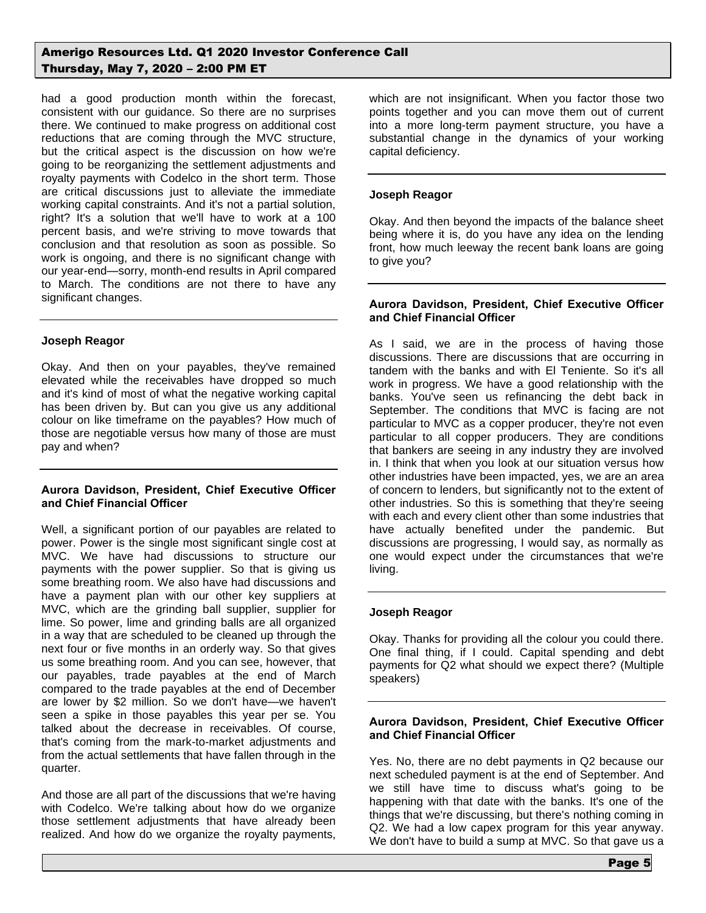had a good production month within the forecast, consistent with our guidance. So there are no surprises there. We continued to make progress on additional cost reductions that are coming through the MVC structure, but the critical aspect is the discussion on how we're going to be reorganizing the settlement adjustments and royalty payments with Codelco in the short term. Those are critical discussions just to alleviate the immediate working capital constraints. And it's not a partial solution, right? It's a solution that we'll have to work at a 100 percent basis, and we're striving to move towards that conclusion and that resolution as soon as possible. So work is ongoing, and there is no significant change with our year-end—sorry, month-end results in April compared to March. The conditions are not there to have any significant changes.

**Joseph Reagor**

Okay. And then on your payables, they've remained elevated while the receivables have dropped so much and it's kind of most of what the negative working capital has been driven by. But can you give us any additional colour on like timeframe on the payables? How much of those are negotiable versus how many of those are must pay and when?

**Aurora Davidson, President, Chief Executive Officer and Chief Financial Officer**

Well, a significant portion of our payables are related to power. Power is the single most significant single cost at MVC. We have had discussions to structure our payments with the power supplier. So that is giving us some breathing room. We also have had discussions and have a payment plan with our other key suppliers at MVC, which are the grinding ball supplier, supplier for lime. So power, lime and grinding balls are all organized in a way that are scheduled to be cleaned up through the next four or five months in an orderly way. So that gives us some breathing room. And you can see, however, that our payables, trade payables at the end of March compared to the trade payables at the end of December are lower by $2 million. So we don't have—we haven't seen a spike in those payables this year per se. You talked about the decrease in receivables. Of course, that's coming from the mark-to-market adjustments and from the actual settlements that have fallen through in the quarter.

And those are all part of the discussions that we're having with Codelco. We're talking about how do we organize those settlement adjustments that have already been realized. And how do we organize the royalty payments, which are not insignificant. When you factor those two points together and you can move them out of current into a more long-term payment structure, you have a substantial change in the dynamics of your working capital deficiency.

**Joseph Reagor**

Okay. And then beyond the impacts of the balance sheet being where it is, do you have any idea on the lending front, how much leeway the recent bank loans are going to give you?

**Aurora Davidson, President, Chief Executive Officer and Chief Financial Officer**

As I said, we are in the process of having those discussions. There are discussions that are occurring in tandem with the banks and with El Teniente. So it's all work in progress. We have a good relationship with the banks. You've seen us refinancing the debt back in September. The conditions that MVC is facing are not particular to MVC as a copper producer, they're not even particular to all copper producers. They are conditions that bankers are seeing in any industry they are involved in. I think that when you look at our situation versus how other industries have been impacted, yes, we are an area of concern to lenders, but significantly not to the extent of other industries. So this is something that they're seeing with each and every client other than some industries that have actually benefited under the pandemic. But discussions are progressing, I would say, as normally as one would expect under the circumstances that we're living.

**Joseph Reagor**

Okay. Thanks for providing all the colour you could there. One final thing, if I could. Capital spending and debt payments for Q2 what should we expect there? (Multiple speakers)

**Aurora Davidson, President, Chief Executive Officer and Chief Financial Officer**

Yes. No, there are no debt payments in Q2 because our next scheduled payment is at the end of September. And we still have time to discuss what's going to be happening with that date with the banks. It's one of the things that we're discussing, but there's nothing coming in Q2. We had a low capex program for this year anyway. We don't have to build a sump at MVC. So that gave us a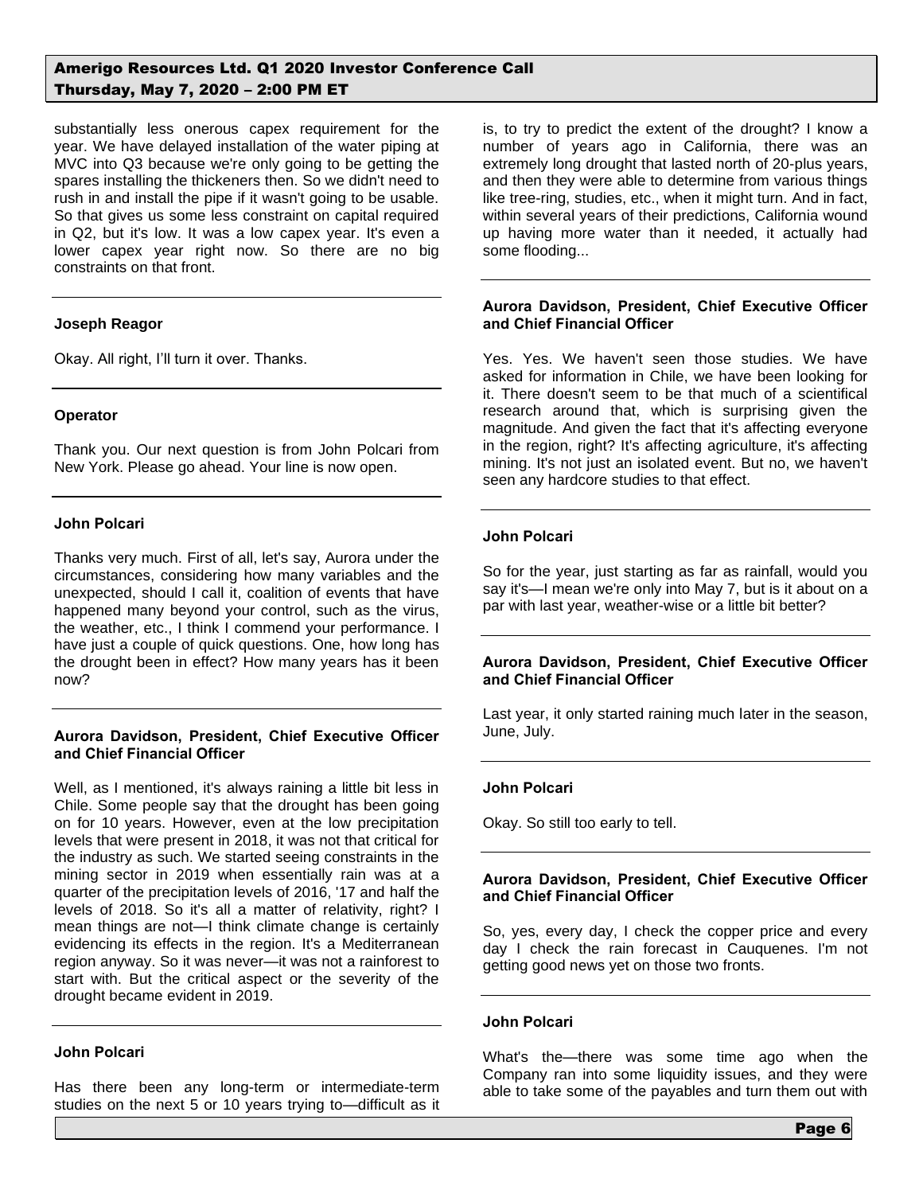substantially less onerous capex requirement for the year. We have delayed installation of the water piping at MVC into Q3 because we're only going to be getting the spares installing the thickeners then. So we didn't need to rush in and install the pipe if it wasn't going to be usable. So that gives us some less constraint on capital required in Q2, but it's low. It was a low capex year. It's even a lower capex year right now. So there are no big constraints on that front.

**Joseph Reagor**

Okay. All right, I'll turn it over. Thanks.

**Operator**

Thank you. Our next question is from John Polcari from New York. Please go ahead. Your line is now open.

**John Polcari**

Thanks very much. First of all, let's say, Aurora under the circumstances, considering how many variables and the unexpected, should I call it, coalition of events that have happened many beyond your control, such as the virus, the weather, etc., I think I commend your performance. I have just a couple of quick questions. One, how long has the drought been in effect? How many years has it been now?

**Aurora Davidson, President, Chief Executive Officer and Chief Financial Officer**

Well, as I mentioned, it's always raining a little bit less in Chile. Some people say that the drought has been going on for 10 years. However, even at the low precipitation levels that were present in 2018, it was not that critical for the industry as such. We started seeing constraints in the mining sector in 2019 when essentially rain was at a quarter of the precipitation levels of 2016, '17 and half the levels of 2018. So it's all a matter of relativity, right? I mean things are not—I think climate change is certainly evidencing its effects in the region. It's a Mediterranean region anyway. So it was never—it was not a rainforest to start with. But the critical aspect or the severity of the drought became evident in 2019.

**John Polcari**

Has there been any long-term or intermediate-term studies on the next 5 or 10 years trying to—difficult as it is, to try to predict the extent of the drought? I know a number of years ago in California, there was an extremely long drought that lasted north of 20-plus years, and then they were able to determine from various things like tree-ring, studies, etc., when it might turn. And in fact, within several years of their predictions, California wound up having more water than it needed, it actually had some flooding...

**Aurora Davidson, President, Chief Executive Officer and Chief Financial Officer**

Yes. Yes. We haven't seen those studies. We have asked for information in Chile, we have been looking for it. There doesn't seem to be that much of a scientifical research around that, which is surprising given the magnitude. And given the fact that it's affecting everyone in the region, right? It's affecting agriculture, it's affecting mining. It's not just an isolated event. But no, we haven't seen any hardcore studies to that effect.

**John Polcari**

So for the year, just starting as far as rainfall, would you say it's—I mean we're only into May 7, but is it about on a par with last year, weather-wise or a little bit better?

**Aurora Davidson, President, Chief Executive Officer and Chief Financial Officer**

Last year, it only started raining much later in the season, June, July.

**John Polcari**

Okay. So still too early to tell.

**Aurora Davidson, President, Chief Executive Officer and Chief Financial Officer**

So, yes, every day, I check the copper price and every day I check the rain forecast in Cauquenes. I'm not getting good news yet on those two fronts.

**John Polcari**

What's the—there was some time ago when the Company ran into some liquidity issues, and they were able to take some of the payables and turn them out with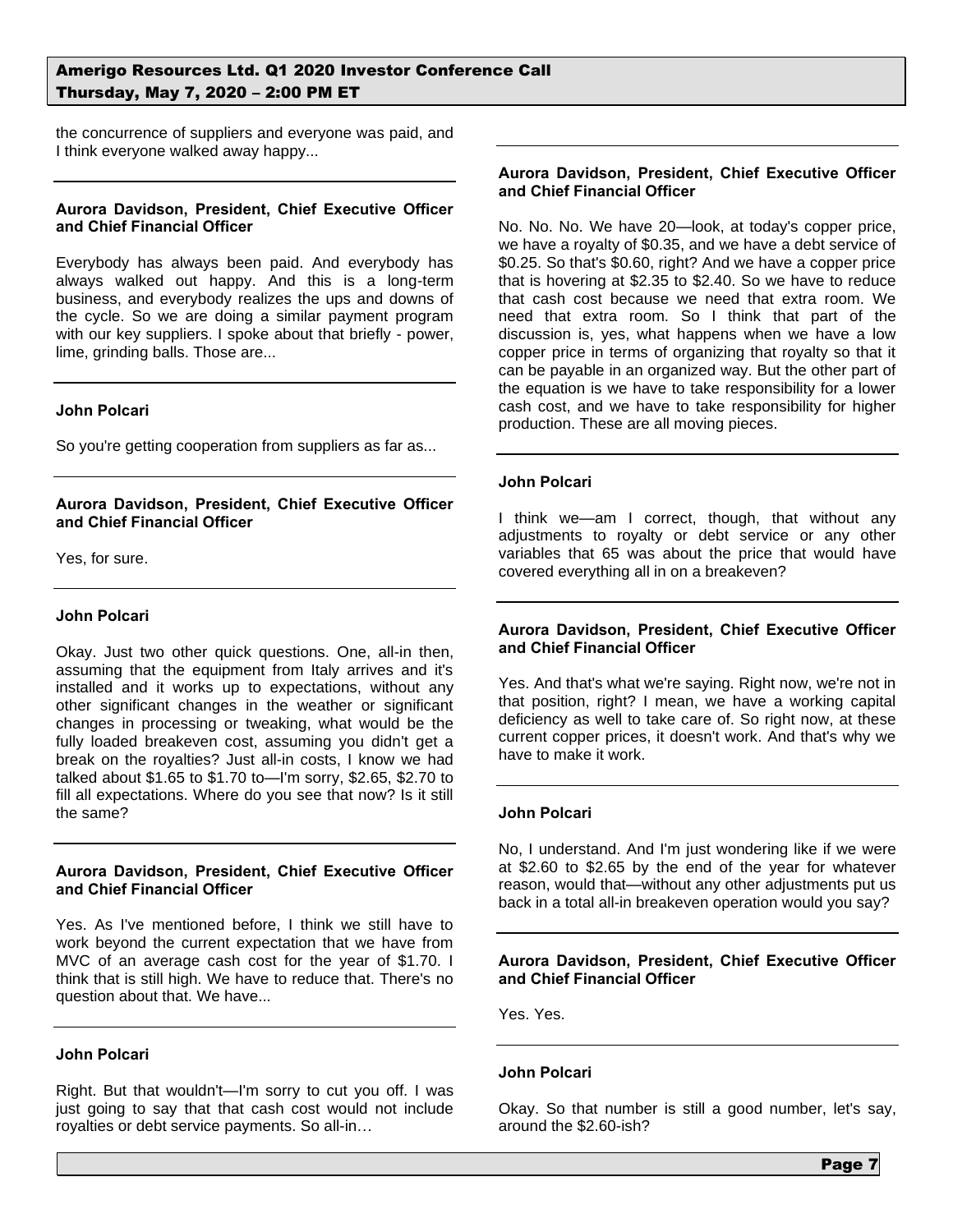the concurrence of suppliers and everyone was paid, and I think everyone walked away happy...

**Aurora Davidson, President, Chief Executive Officer and Chief Financial Officer**

Everybody has always been paid. And everybody has always walked out happy. And this is a long-term business, and everybody realizes the ups and downs of the cycle. So we are doing a similar payment program with our key suppliers. I spoke about that briefly - power, lime, grinding balls. Those are...

**John Polcari**

So you're getting cooperation from suppliers as far as...

**Aurora Davidson, President, Chief Executive Officer and Chief Financial Officer**

Yes, for sure.

**John Polcari**

Okay. Just two other quick questions. One, all-in then, assuming that the equipment from Italy arrives and it's installed and it works up to expectations, without any other significant changes in the weather or significant changes in processing or tweaking, what would be the fully loaded breakeven cost, assuming you didn't get a break on the royalties? Just all-in costs, I know we had talked about $1.65 to $1.70 to—I'm sorry, $2.65, $2.70 to fill all expectations. Where do you see that now? Is it still the same?

**Aurora Davidson, President, Chief Executive Officer and Chief Financial Officer**

Yes. As I've mentioned before, I think we still have to work beyond the current expectation that we have from MVC of an average cash cost for the year of $1.70. I think that is still high. We have to reduce that. There's no question about that. We have...

**John Polcari**

Right. But that wouldn't—I'm sorry to cut you off. I was just going to say that that cash cost would not include royalties or debt service payments. So all-in…

**Aurora Davidson, President, Chief Executive Officer and Chief Financial Officer**

No. No. No. We have 20—look, at today's copper price, we have a royalty of $0.35, and we have a debt service of $0.25. So that's $0.60, right? And we have a copper price that is hovering at $2.35 to $2.40. So we have to reduce that cash cost because we need that extra room. We need that extra room. So I think that part of the discussion is, yes, what happens when we have a low copper price in terms of organizing that royalty so that it can be payable in an organized way. But the other part of the equation is we have to take responsibility for a lower cash cost, and we have to take responsibility for higher production. These are all moving pieces.

**John Polcari**

I think we—am I correct, though, that without any adjustments to royalty or debt service or any other variables that 65 was about the price that would have covered everything all in on a breakeven?

**Aurora Davidson, President, Chief Executive Officer and Chief Financial Officer**

Yes. And that's what we're saying. Right now, we're not in that position, right? I mean, we have a working capital deficiency as well to take care of. So right now, at these current copper prices, it doesn't work. And that's why we have to make it work.

**John Polcari**

No, I understand. And I'm just wondering like if we were at $2.60 to $2.65 by the end of the year for whatever reason, would that—without any other adjustments put us back in a total all-in breakeven operation would you say?

**Aurora Davidson, President, Chief Executive Officer and Chief Financial Officer**

Yes. Yes.

**John Polcari**

Okay. So that number is still a good number, let's say, around the $2.60-ish?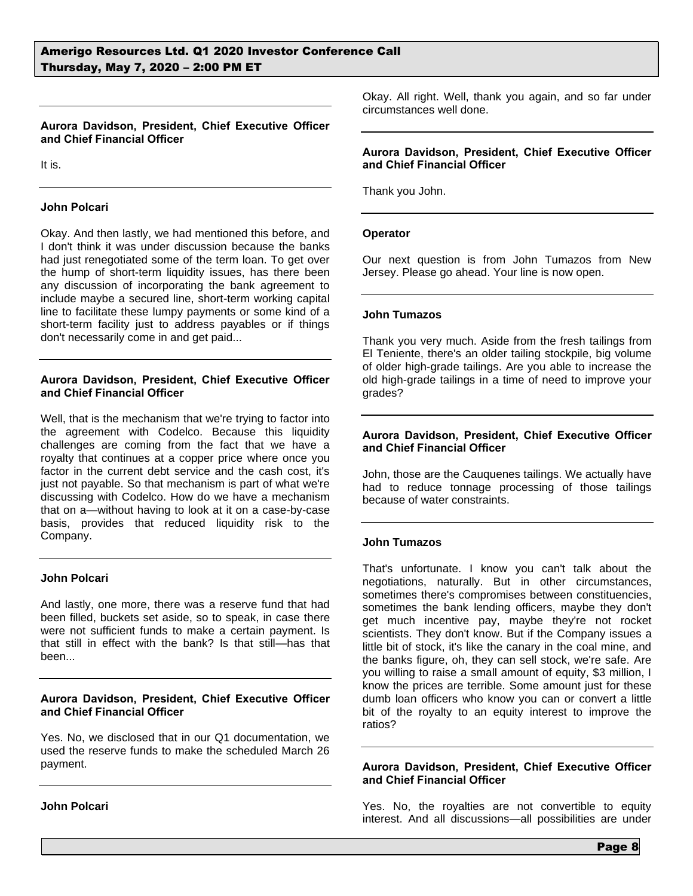**Aurora Davidson, President, Chief Executive Officer and Chief Financial Officer**

It is.

**John Polcari**

Okay. And then lastly, we had mentioned this before, and I don't think it was under discussion because the banks had just renegotiated some of the term loan. To get over the hump of short-term liquidity issues, has there been any discussion of incorporating the bank agreement to include maybe a secured line, short-term working capital line to facilitate these lumpy payments or some kind of a short-term facility just to address payables or if things don't necessarily come in and get paid...

**Aurora Davidson, President, Chief Executive Officer and Chief Financial Officer**

Well, that is the mechanism that we're trying to factor into the agreement with Codelco. Because this liquidity challenges are coming from the fact that we have a royalty that continues at a copper price where once you factor in the current debt service and the cash cost, it's just not payable. So that mechanism is part of what we're discussing with Codelco. How do we have a mechanism that on a—without having to look at it on a case-by-case basis, provides that reduced liquidity risk to the Company.

**John Polcari**

And lastly, one more, there was a reserve fund that had been filled, buckets set aside, so to speak, in case there were not sufficient funds to make a certain payment. Is that still in effect with the bank? Is that still—has that been...

**Aurora Davidson, President, Chief Executive Officer and Chief Financial Officer**

Yes. No, we disclosed that in our Q1 documentation, we used the reserve funds to make the scheduled March 26 payment.

**John Polcari**

Okay. All right. Well, thank you again, and so far under circumstances well done.

**Aurora Davidson, President, Chief Executive Officer and Chief Financial Officer**

Thank you John.

**Operator**

Our next question is from John Tumazos from New Jersey. Please go ahead. Your line is now open.

**John Tumazos**

Thank you very much. Aside from the fresh tailings from El Teniente, there's an older tailing stockpile, big volume of older high-grade tailings. Are you able to increase the old high-grade tailings in a time of need to improve your grades?

**Aurora Davidson, President, Chief Executive Officer and Chief Financial Officer**

John, those are the Cauquenes tailings. We actually have had to reduce tonnage processing of those tailings because of water constraints.

**John Tumazos**

That's unfortunate. I know you can't talk about the negotiations, naturally. But in other circumstances, sometimes there's compromises between constituencies, sometimes the bank lending officers, maybe they don't get much incentive pay, maybe they're not rocket scientists. They don't know. But if the Company issues a little bit of stock, it's like the canary in the coal mine, and the banks figure, oh, they can sell stock, we're safe. Are you willing to raise a small amount of equity, $3 million, I know the prices are terrible. Some amount just for these dumb loan officers who know you can or convert a little bit of the royalty to an equity interest to improve the ratios?

**Aurora Davidson, President, Chief Executive Officer and Chief Financial Officer**

Yes. No, the royalties are not convertible to equity interest. And all discussions—all possibilities are under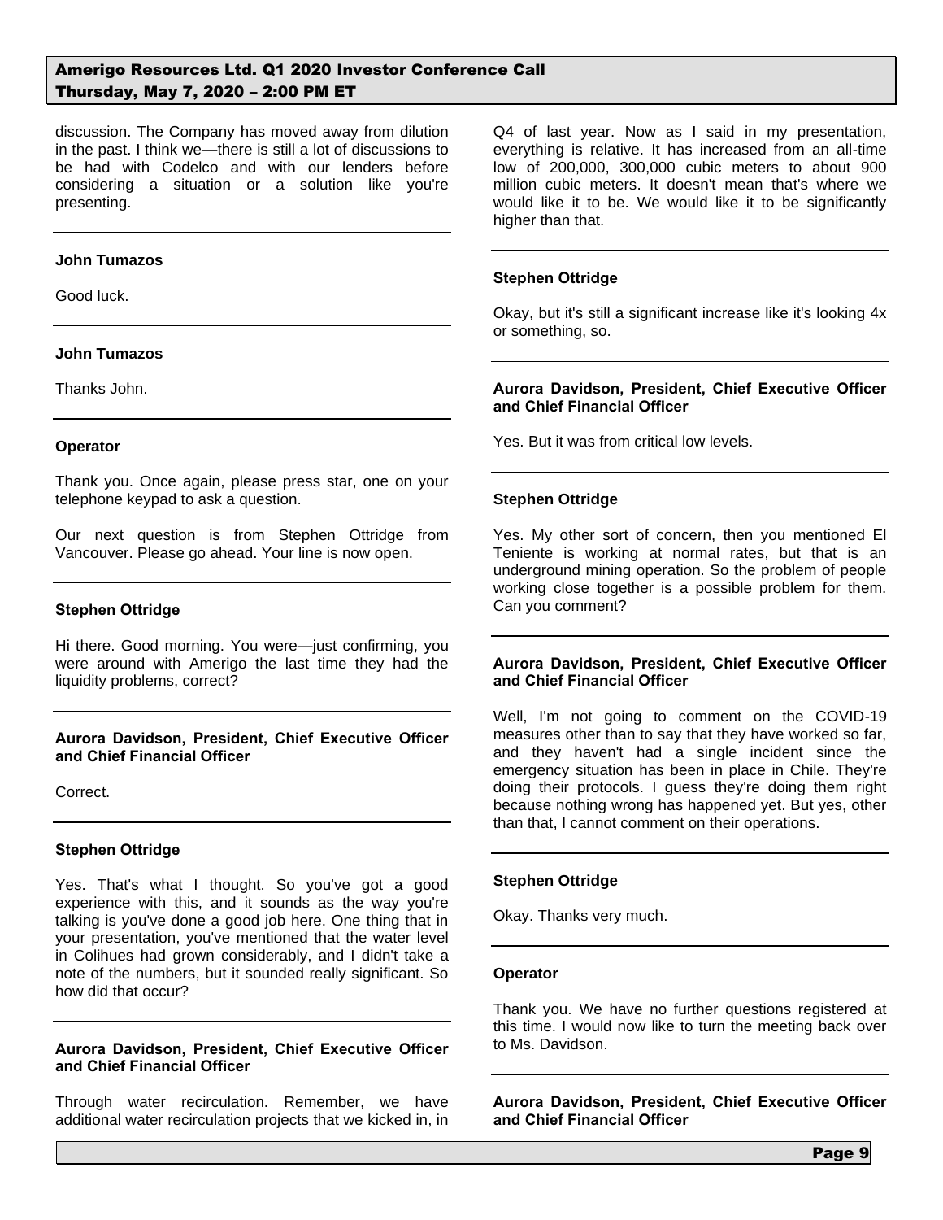discussion. The Company has moved away from dilution in the past. I think we—there is still a lot of discussions to be had with Codelco and with our lenders before considering a situation or a solution like you're presenting.

**John Tumazos**

Good luck.

**John Tumazos**

Thanks John.

**Operator**

Thank you. Once again, please press star, one on your telephone keypad to ask a question.

Our next question is from Stephen Ottridge from Vancouver. Please go ahead. Your line is now open.

**Stephen Ottridge**

Hi there. Good morning. You were—just confirming, you were around with Amerigo the last time they had the liquidity problems, correct?

**Aurora Davidson, President, Chief Executive Officer and Chief Financial Officer**

Correct.

**Stephen Ottridge**

Yes. That's what I thought. So you've got a good experience with this, and it sounds as the way you're talking is you've done a good job here. One thing that in your presentation, you've mentioned that the water level in Colihues had grown considerably, and I didn't take a note of the numbers, but it sounded really significant. So how did that occur?

**Aurora Davidson, President, Chief Executive Officer and Chief Financial Officer**

Through water recirculation. Remember, we have additional water recirculation projects that we kicked in, in Q4 of last year. Now as I said in my presentation, everything is relative. It has increased from an all-time low of 200,000, 300,000 cubic meters to about 900 million cubic meters. It doesn't mean that's where we would like it to be. We would like it to be significantly higher than that.

**Stephen Ottridge**

Okay, but it's still a significant increase like it's looking 4x or something, so.

**Aurora Davidson, President, Chief Executive Officer and Chief Financial Officer**

Yes. But it was from critical low levels.

**Stephen Ottridge**

Yes. My other sort of concern, then you mentioned El Teniente is working at normal rates, but that is an underground mining operation. So the problem of people working close together is a possible problem for them. Can you comment?

**Aurora Davidson, President, Chief Executive Officer and Chief Financial Officer**

Well, I'm not going to comment on the COVID-19 measures other than to say that they have worked so far, and they haven't had a single incident since the emergency situation has been in place in Chile. They're doing their protocols. I guess they're doing them right because nothing wrong has happened yet. But yes, other than that, I cannot comment on their operations.

**Stephen Ottridge**

Okay. Thanks very much.

**Operator**

Thank you. We have no further questions registered at this time. I would now like to turn the meeting back over to Ms. Davidson.

**Aurora Davidson, President, Chief Executive Officer and Chief Financial Officer**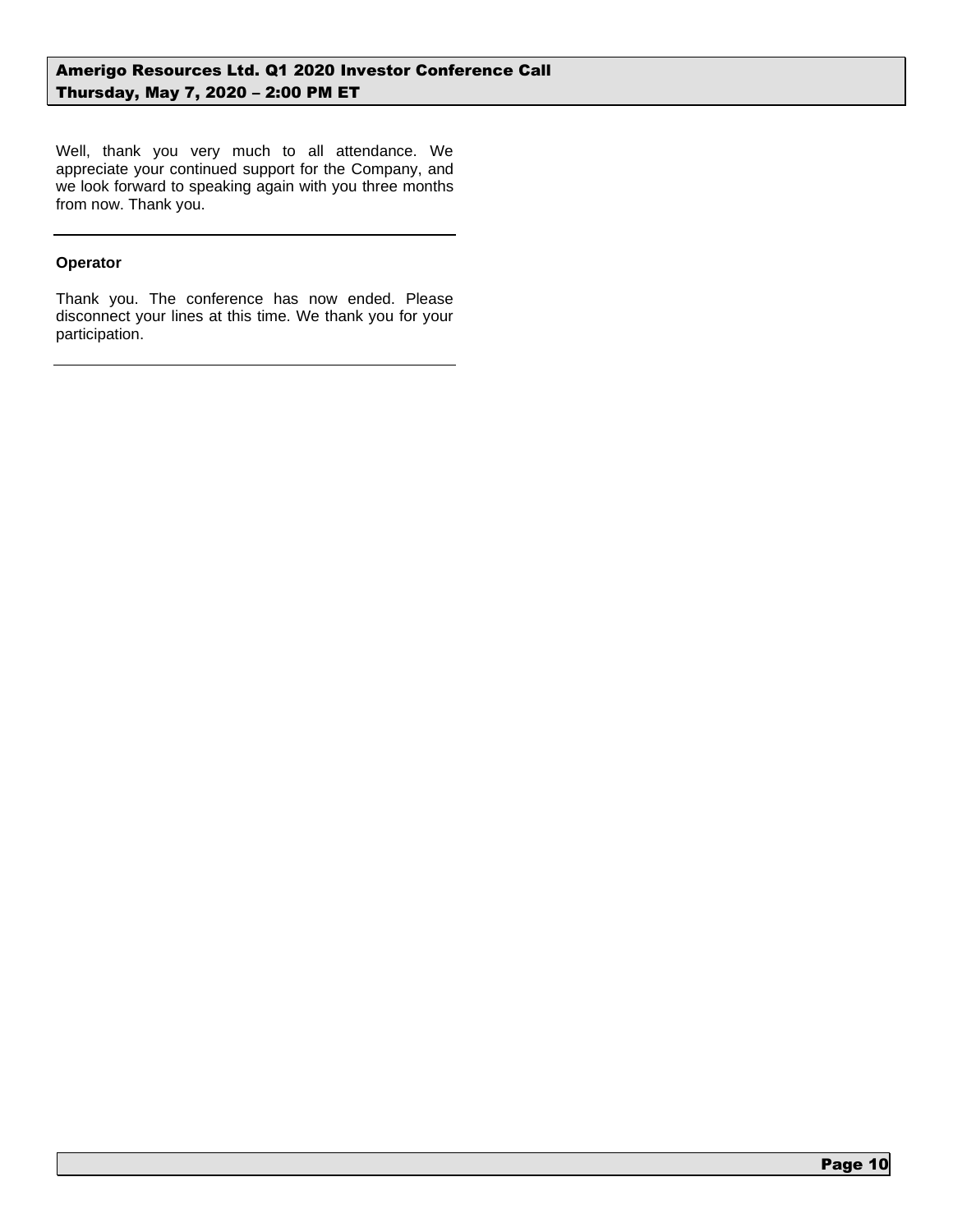Well, thank you very much to all attendance. We appreciate your continued support for the Company, and we look forward to speaking again with you three months from now. Thank you.

---

**Operator**

Thank you. The conference has now ended. Please disconnect your lines at this time. We thank you for your participation.

---